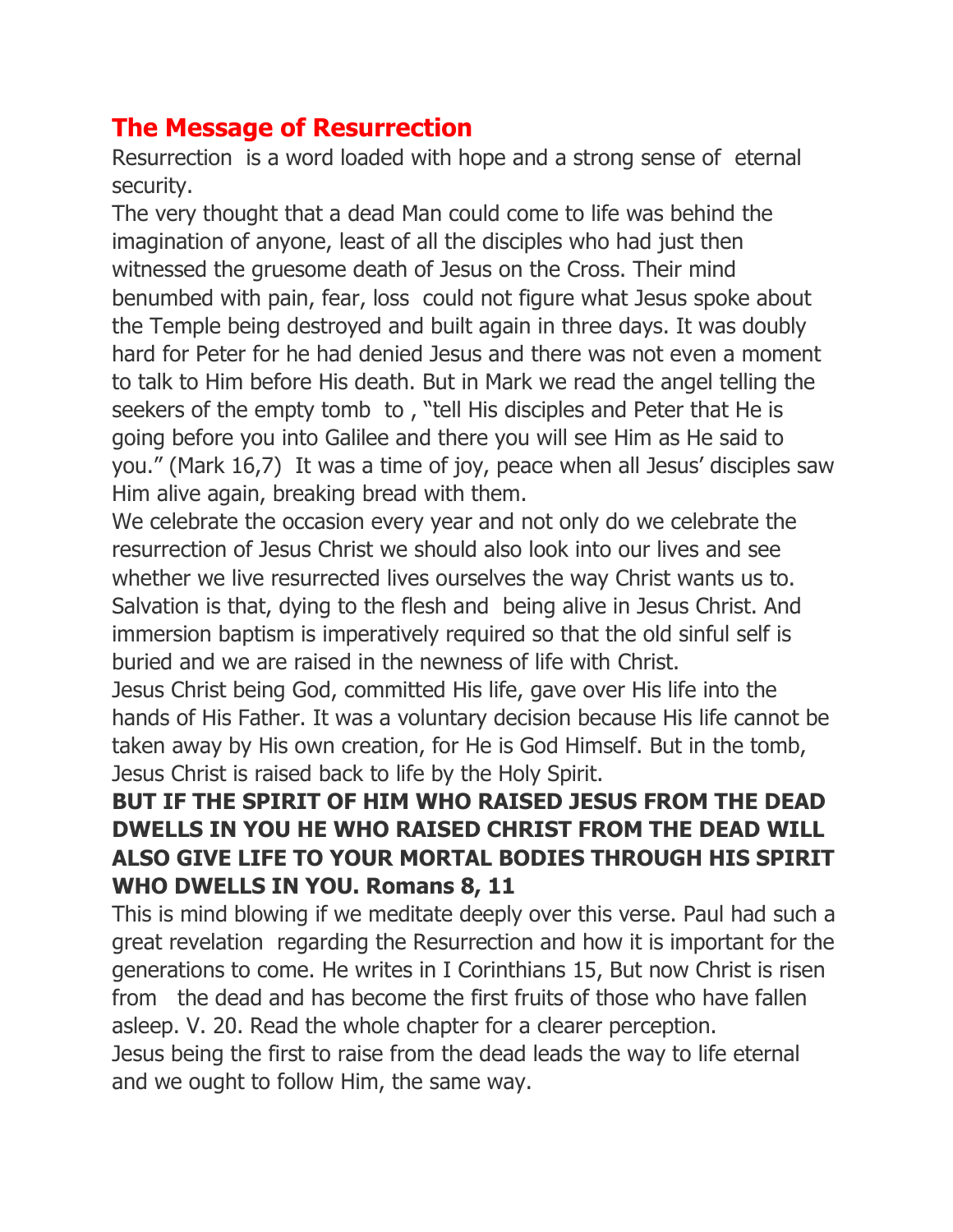## The Message of Resurrection

Resurrection is a word loaded with hope and a strong sense of eternal security.

The very thought that a dead Man could come to life was behind the imagination of anyone, least of all the disciples who had just then witnessed the gruesome death of Jesus on the Cross. Their mind benumbed with pain, fear, loss could not figure what Jesus spoke about the Temple being destroyed and built again in three days. It was doubly hard for Peter for he had denied Jesus and there was not even a moment to talk to Him before His death. But in Mark we read the angel telling the seekers of the empty tomb to , "tell His disciples and Peter that He is going before you into Galilee and there you will see Him as He said to you." (Mark 16,7) It was a time of joy, peace when all Jesus' disciples saw Him alive again, breaking bread with them.

We celebrate the occasion every year and not only do we celebrate the resurrection of Jesus Christ we should also look into our lives and see whether we live resurrected lives ourselves the way Christ wants us to. Salvation is that, dying to the flesh and being alive in Jesus Christ. And immersion baptism is imperatively required so that the old sinful self is buried and we are raised in the newness of life with Christ.

Jesus Christ being God, committed His life, gave over His life into the hands of His Father. It was a voluntary decision because His life cannot be taken away by His own creation, for He is God Himself. But in the tomb, Jesus Christ is raised back to life by the Holy Spirit.

**BUT IF THE SPIRIT OF HIM WHO RAISED JESUS FROM THE DEAD DWELLS IN YOU HE WHO RAISED CHRIST FROM THE DEAD WILL ALSO GIVE LIFE TO YOUR MORTAL BODIES THROUGH HIS SPIRIT WHO DWELLS IN YOU. Romans 8, 11**

This is mind blowing if we meditate deeply over this verse. Paul had such a great revelation regarding the Resurrection and how it is important for the generations to come. He writes in I Corinthians 15, But now Christ is risen from the dead and has become the first fruits of those who have fallen asleep. V. 20. Read the whole chapter for a clearer perception.

Jesus being the first to raise from the dead leads the way to life eternal and we ought to follow Him, the same way.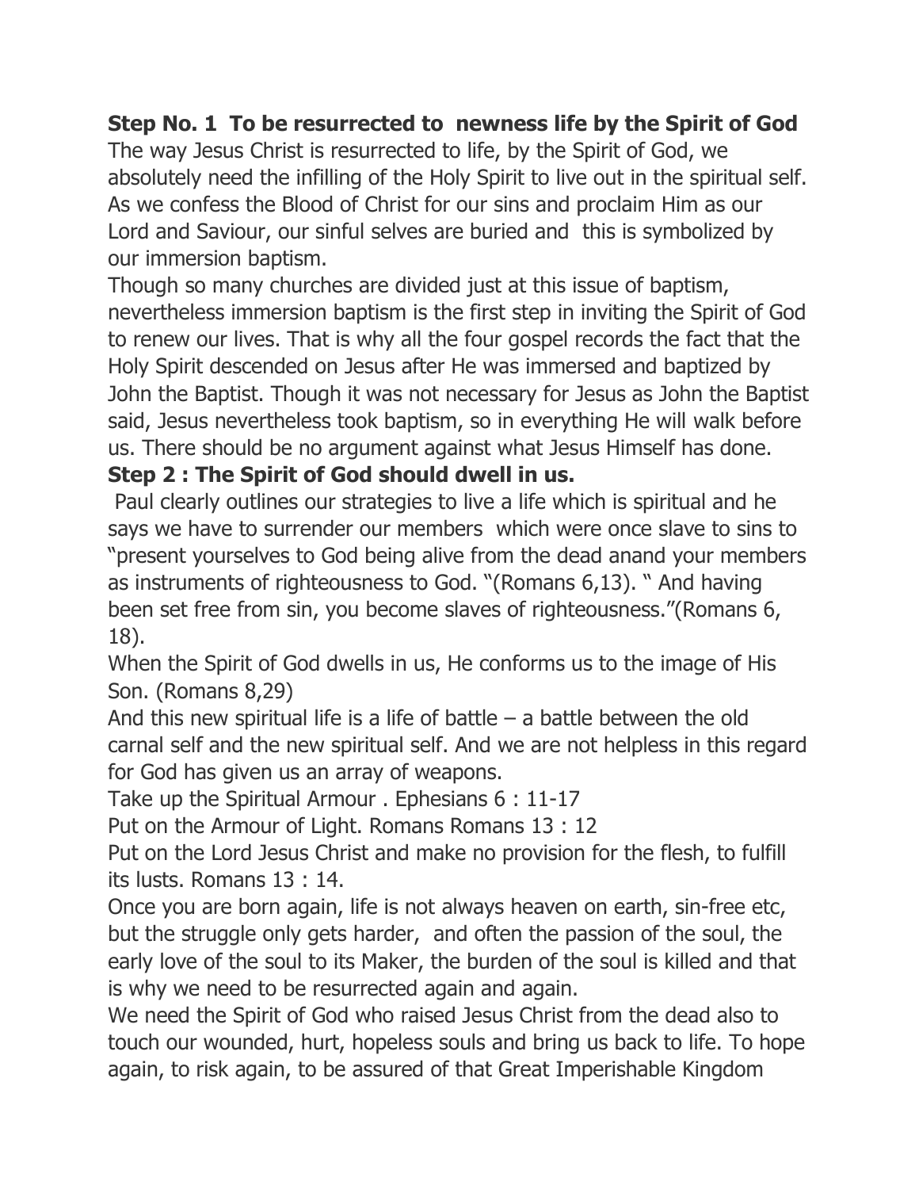**Step No. 1 To be resurrected to newness life by the Spirit of God**

The way Jesus Christ is resurrected to life, by the Spirit of God, we absolutely need the infilling of the Holy Spirit to live out in the spiritual self. As we confess the Blood of Christ for our sins and proclaim Him as our Lord and Saviour, our sinful selves are buried and this is symbolized by our immersion baptism.

Though so many churches are divided just at this issue of baptism, nevertheless immersion baptism is the first step in inviting the Spirit of God to renew our lives. That is why all the four gospel records the fact that the Holy Spirit descended on Jesus after He was immersed and baptized by John the Baptist. Though it was not necessary for Jesus as John the Baptist said, Jesus nevertheless took baptism, so in everything He will walk before us. There should be no argument against what Jesus Himself has done.

**Step 2 : The Spirit of God should dwell in us.**

Paul clearly outlines our strategies to live a life which is spiritual and he says we have to surrender our members which were once slave to sins to "present yourselves to God being alive from the dead anand your members as instruments of righteousness to God. "(Romans 6,13). " And having been set free from sin, you become slaves of righteousness."(Romans 6, 18).

When the Spirit of God dwells in us, He conforms us to the image of His Son. (Romans 8,29)

And this new spiritual life is a life of battle – a battle between the old carnal self and the new spiritual self. And we are not helpless in this regard for God has given us an array of weapons.

Take up the Spiritual Armour . Ephesians 6 : 11-17

Put on the Armour of Light. Romans Romans 13 : 12

Put on the Lord Jesus Christ and make no provision for the flesh, to fulfill its lusts. Romans 13 : 14.

Once you are born again, life is not always heaven on earth, sin-free etc, but the struggle only gets harder, and often the passion of the soul, the early love of the soul to its Maker, the burden of the soul is killed and that is why we need to be resurrected again and again.

We need the Spirit of God who raised Jesus Christ from the dead also to touch our wounded, hurt, hopeless souls and bring us back to life. To hope again, to risk again, to be assured of that Great Imperishable Kingdom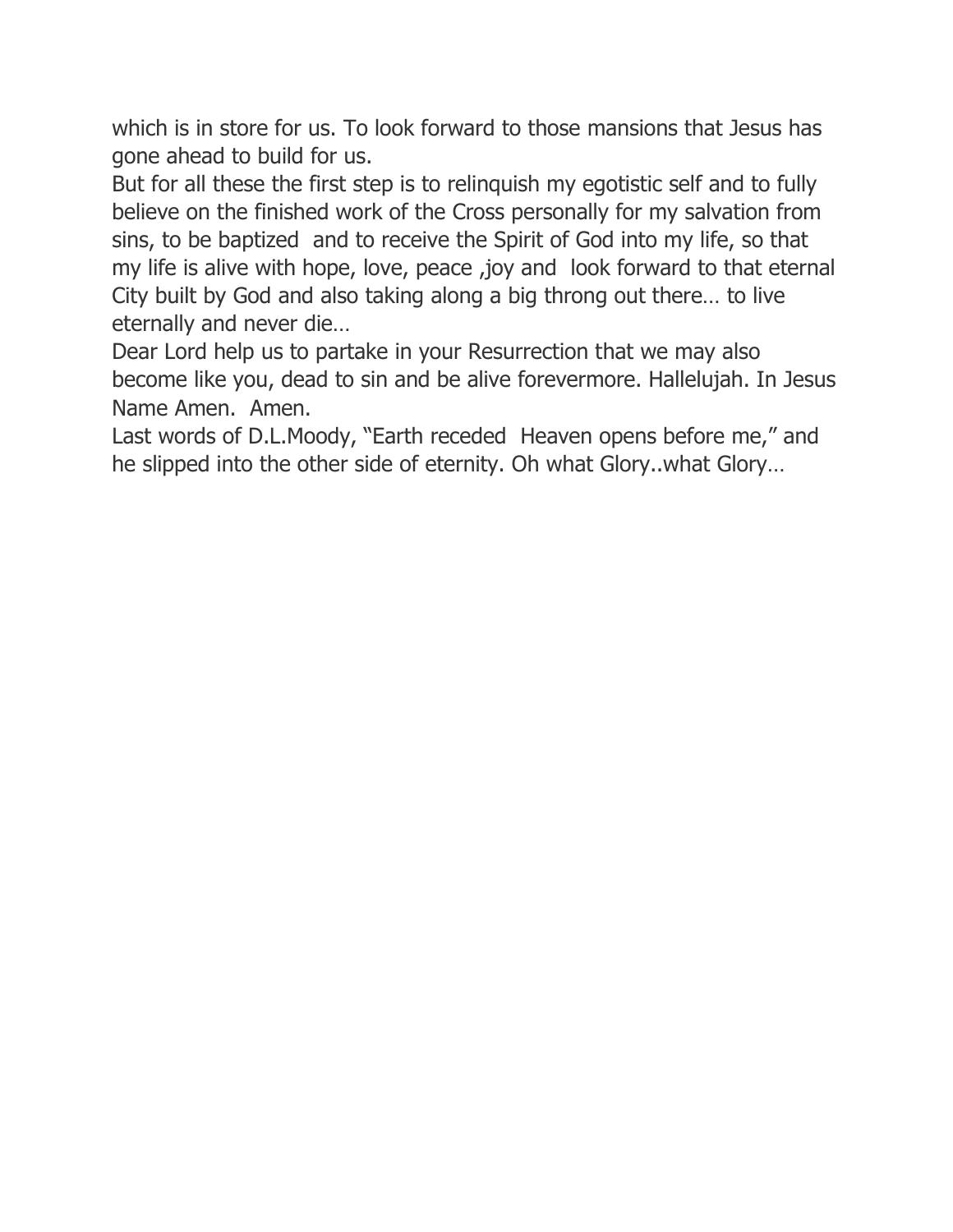which is in store for us. To look forward to those mansions that Jesus has gone ahead to build for us.

But for all these the first step is to relinquish my egotistic self and to fully believe on the finished work of the Cross personally for my salvation from sins, to be baptized and to receive the Spirit of God into my life, so that my life is alive with hope, love, peace ,joy and look forward to that eternal City built by God and also taking along a big throng out there… to live eternally and never die…

Dear Lord help us to partake in your Resurrection that we may also become like you, dead to sin and be alive forevermore. Hallelujah. In Jesus Name Amen. Amen.

Last words of D.L.Moody, "Earth receded Heaven opens before me," and he slipped into the other side of eternity. Oh what Glory..what Glory…